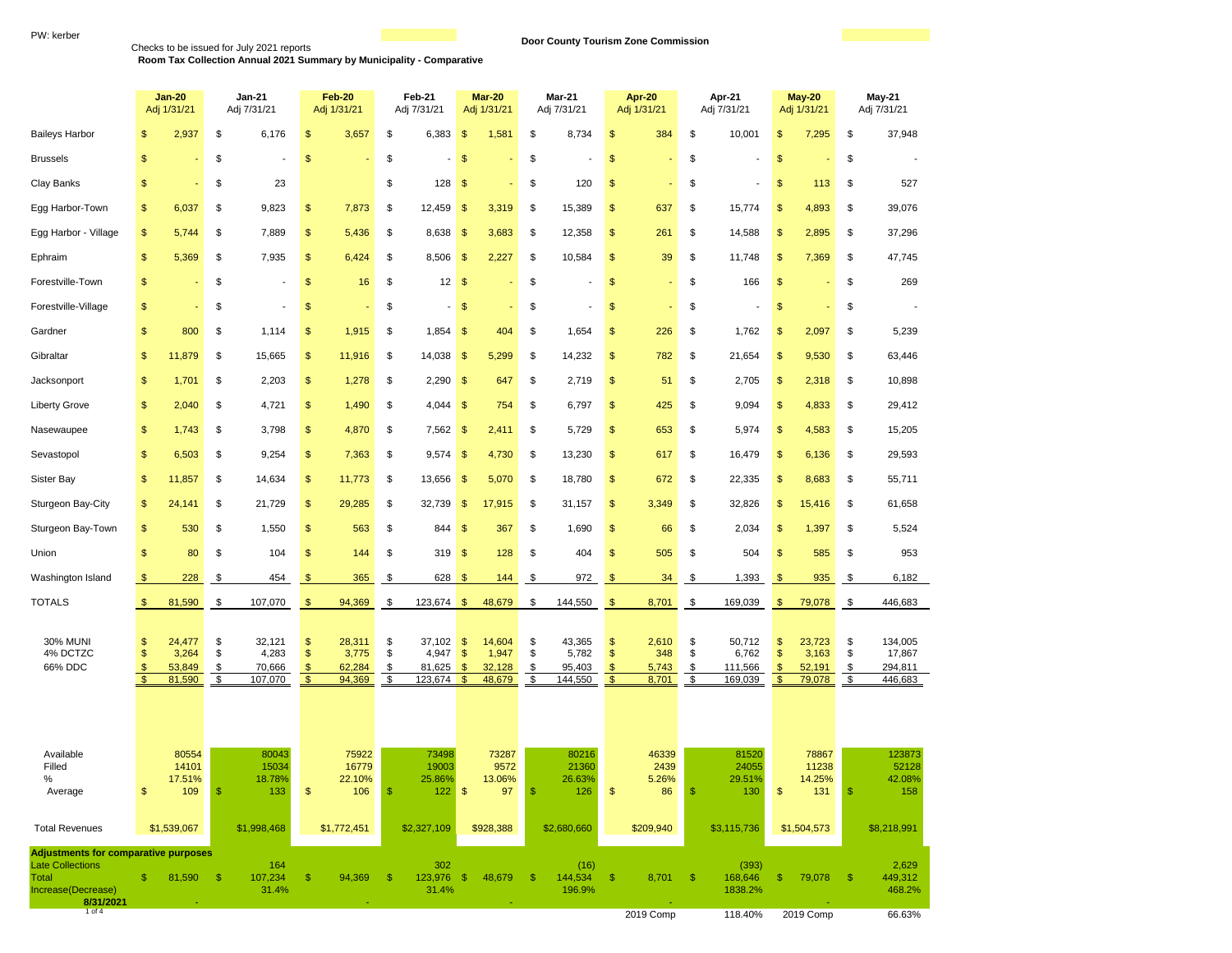PW: kerber

Checks to be issued for July 2021 reports

**Door County Tourism Zone Commission**

**Room Tax Collection Annual 2021 Summary by Municipality - Comparative**

| | Jan-20 Adj 1/31/21 | Jan-21 Adj 7/31/21 | Feb-20 Adj 1/31/21 | Feb-21 Adj 7/31/21 | Mar-20 Adj 1/31/21 | Mar-21 Adj 7/31/21 | Apr-20 Adj 1/31/21 | Apr-21 Adj 7/31/21 | May-20 Adj 1/31/21 | May-21 Adj 7/31/21 |
|---|---|---|---|---|---|---|---|---|---|---|
| Baileys Harbor | $ 2,937 | $ 6,176 | $ 3,657 | $ 6,383 | $ 1,581 | $ 8,734 | $ 384 | $ 10,001 | $ 7,295 | $ 37,948 |
| Brussels | $ - | $ - | $ - | $ - | $ - | $ - | $ - | $ - | $ - | $ - |
| Clay Banks | $ - | $ 23 | | $ 128 | $ - | $ 120 | $ - | $ - | $ 113 | $ 527 |
| Egg Harbor-Town | $ 6,037 | $ 9,823 | $ 7,873 | $ 12,459 | $ 3,319 | $ 15,389 | $ 637 | $ 15,774 | $ 4,893 | $ 39,076 |
| Egg Harbor - Village | $ 5,744 | $ 7,889 | $ 5,436 | $ 8,638 | $ 3,683 | $ 12,358 | $ 261 | $ 14,588 | $ 2,895 | $ 37,296 |
| Ephraim | $ 5,369 | $ 7,935 | $ 6,424 | $ 8,506 | $ 2,227 | $ 10,584 | $ 39 | $ 11,748 | $ 7,369 | $ 47,745 |
| Forestville-Town | $ - | $ - | $ 16 | $ 12 | $ - | $ - | $ - | $ 166 | $ - | $ 269 |
| Forestville-Village | $ - | $ - | $ - | $ - | $ - | $ - | $ - | $ - | $ - | $ - |
| Gardner | $ 800 | $ 1,114 | $ 1,915 | $ 1,854 | $ 404 | $ 1,654 | $ 226 | $ 1,762 | $ 2,097 | $ 5,239 |
| Gibraltar | $ 11,879 | $ 15,665 | $ 11,916 | $ 14,038 | $ 5,299 | $ 14,232 | $ 782 | $ 21,654 | $ 9,530 | $ 63,446 |
| Jacksonport | $ 1,701 | $ 2,203 | $ 1,278 | $ 2,290 | $ 647 | $ 2,719 | $ 51 | $ 2,705 | $ 2,318 | $ 10,898 |
| Liberty Grove | $ 2,040 | $ 4,721 | $ 1,490 | $ 4,044 | $ 754 | $ 6,797 | $ 425 | $ 9,094 | $ 4,833 | $ 29,412 |
| Nasewaupee | $ 1,743 | $ 3,798 | $ 4,870 | $ 7,562 | $ 2,411 | $ 5,729 | $ 653 | $ 5,974 | $ 4,583 | $ 15,205 |
| Sevastopol | $ 6,503 | $ 9,254 | $ 7,363 | $ 9,574 | $ 4,730 | $ 13,230 | $ 617 | $ 16,479 | $ 6,136 | $ 29,593 |
| Sister Bay | $ 11,857 | $ 14,634 | $ 11,773 | $ 13,656 | $ 5,070 | $ 18,780 | $ 672 | $ 22,335 | $ 8,683 | $ 55,711 |
| Sturgeon Bay-City | $ 24,141 | $ 21,729 | $ 29,285 | $ 32,739 | $ 17,915 | $ 31,157 | $ 3,349 | $ 32,826 | $ 15,416 | $ 61,658 |
| Sturgeon Bay-Town | $ 530 | $ 1,550 | $ 563 | $ 844 | $ 367 | $ 1,690 | $ 66 | $ 2,034 | $ 1,397 | $ 5,524 |
| Union | $ 80 | $ 104 | $ 144 | $ 319 | $ 128 | $ 404 | $ 505 | $ 504 | $ 585 | $ 953 |
| Washington Island | $ 228 | $ 454 | $ 365 | $ 628 | $ 144 | $ 972 | $ 34 | $ 1,393 | $ 935 | $ 6,182 |
| TOTALS | $ 81,590 | $ 107,070 | $ 94,369 | $ 123,674 | $ 48,679 | $ 144,550 | $ 8,701 | $ 169,039 | $ 79,078 | $ 446,683 |
| 30% MUNI | $ 24,477 | $ 32,121 | $ 28,311 | $ 37,102 | $ 14,604 | $ 43,365 | $ 2,610 | $ 50,712 | $ 23,723 | $ 134,005 |
| 4% DCTZC | $ 3,264 | $ 4,283 | $ 3,775 | $ 4,947 | $ 1,947 | $ 5,782 | $ 348 | $ 6,762 | $ 3,163 | $ 17,867 |
| 66% DDC | $ 53,849 | $ 70,666 | $ 62,284 | $ 81,625 | $ 32,128 | $ 95,403 | $ 5,743 | $ 111,566 | $ 52,191 | $ 294,811 |
| | $ 81,590 | $ 107,070 | $ 94,369 | $ 123,674 | $ 48,679 | $ 144,550 | $ 8,701 | $ 169,039 | $ 79,078 | $ 446,683 |
| Available | 80554 | 80043 | 75922 | 73498 | 73287 | 80216 | 46339 | 81520 | 78867 | 123873 |
| Filled | 14101 | 15034 | 16779 | 19003 | 9572 | 21360 | 2439 | 24055 | 11238 | 52128 |
| % | 17.51% | 18.78% | 22.10% | 25.86% | 13.06% | 26.63% | 5.26% | 29.51% | 14.25% | 42.08% |
| Average | $ 109 | $ 133 | $ 106 | $ 122 | $ 97 | $ 126 | $ 86 | $ 130 | $ 131 | $ 158 |
| Total Revenues | $1,539,067 | $1,998,468 | $1,772,451 | $2,327,109 | $928,388 | $2,680,660 | $209,940 | $3,115,736 | $1,504,573 | $8,218,991 |
| **Adjustments for comparative purposes** | | | | | | | | | | |
| Late Collections | | 164 | | 302 | | (16) | | (393) | | 2,629 |
| Total | $ 81,590 | $ 107,234 | $ 94,369 | $ 123,976 | $ 48,679 | $ 144,534 | $ 8,701 | $ 168,646 | $ 79,078 | $ 449,312 |
| Increase(Decrease) | | 31.4% | | 31.4% | | 196.9% | | 1838.2% | | 468.2% |
| **8/31/2021** | - | | - | | - | | - | | - | |
| | | | | | | | 2019 Comp | 118.40% | 2019 Comp | 66.63% |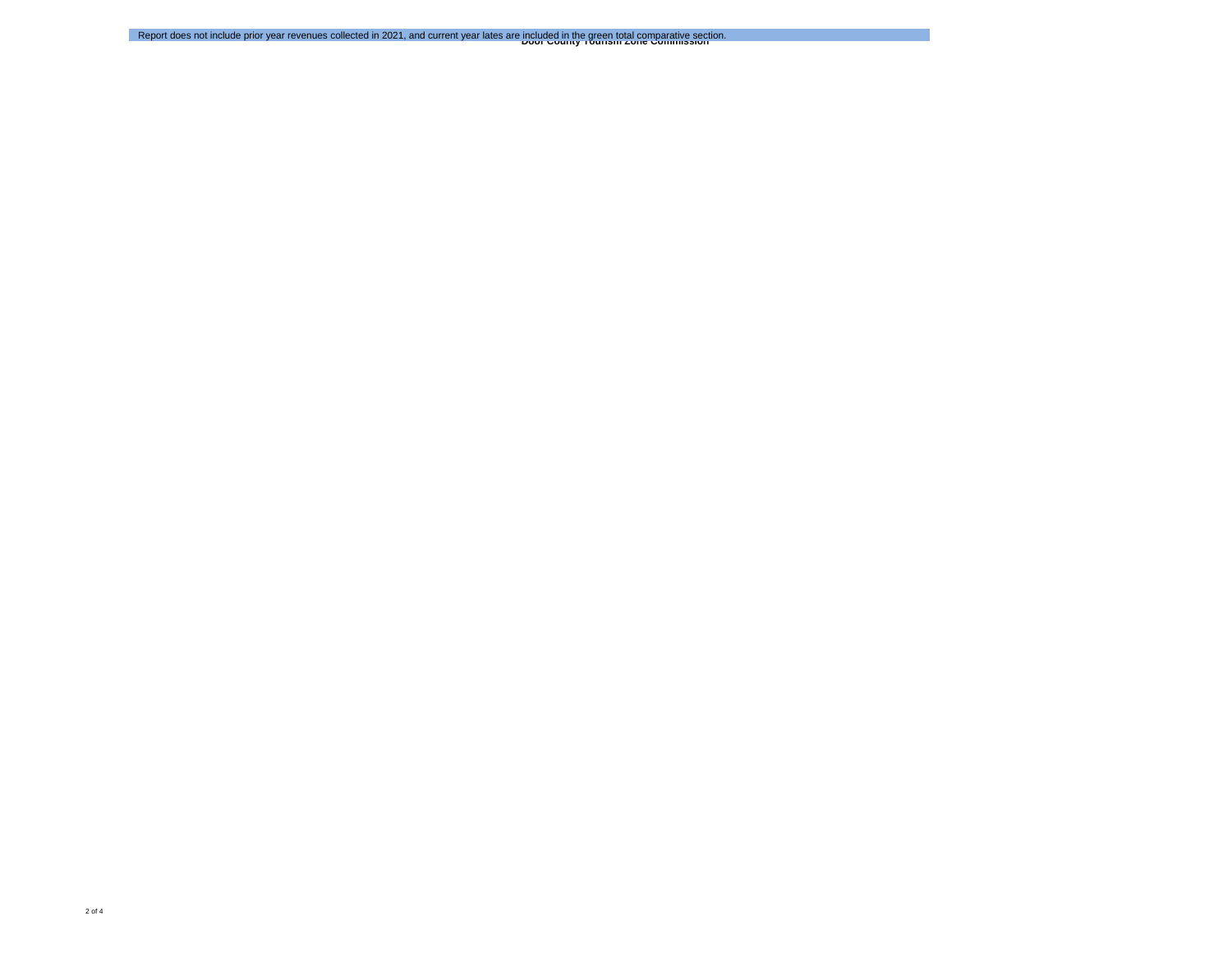Report does not include prior year revenues collected in 2021, and current year lates are included in the green total comparative section.

**Door County Tourism Zone Commission**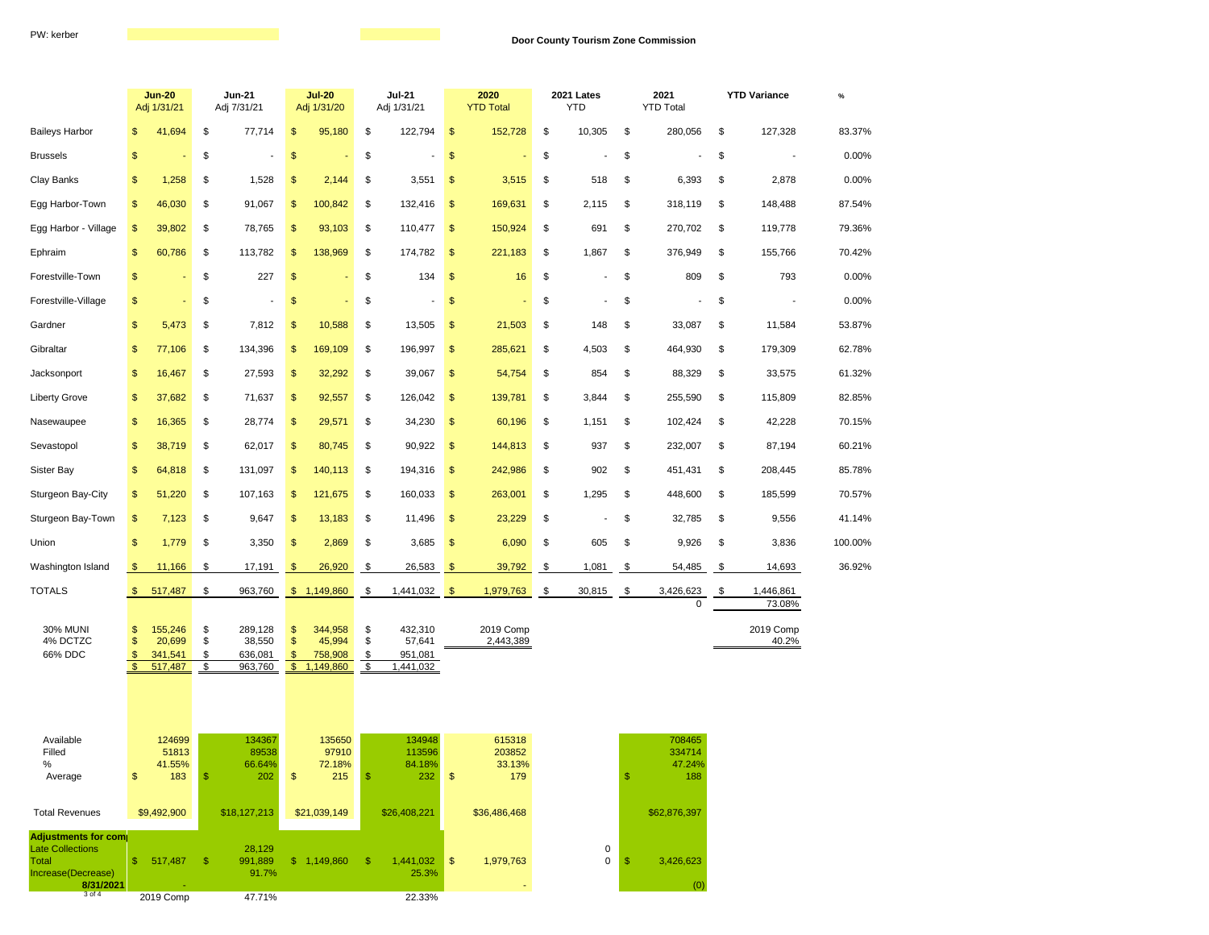PW: kerber

**Door County Tourism Zone Commission**

| | Jun-20 Adj 1/31/21 | Jun-21 Adj 7/31/21 | Jul-20 Adj 1/31/20 | Jul-21 Adj 1/31/21 | 2020 YTD Total | 2021 Lates YTD | 2021 YTD Total | YTD Variance | % |
|---|---|---|---|---|---|---|---|---|---|
| Baileys Harbor | $ 41,694 | $ 77,714 | $ 95,180 | $ 122,794 | $ 152,728 | $ 10,305 | $ 280,056 | $ 127,328 | 83.37% |
| Brussels | $ - | $ - | $ - | $ - | $ - | $ - | $ - | $ - | 0.00% |
| Clay Banks | $ 1,258 | $ 1,528 | $ 2,144 | $ 3,551 | $ 3,515 | $ 518 | $ 6,393 | $ 2,878 | 0.00% |
| Egg Harbor-Town | $ 46,030 | $ 91,067 | $ 100,842 | $ 132,416 | $ 169,631 | $ 2,115 | $ 318,119 | $ 148,488 | 87.54% |
| Egg Harbor - Village | $ 39,802 | $ 78,765 | $ 93,103 | $ 110,477 | $ 150,924 | $ 691 | $ 270,702 | $ 119,778 | 79.36% |
| Ephraim | $ 60,786 | $ 113,782 | $ 138,969 | $ 174,782 | $ 221,183 | $ 1,867 | $ 376,949 | $ 155,766 | 70.42% |
| Forestville-Town | $ - | $ 227 | $ - | $ 134 | $ 16 | $ - | $ 809 | $ 793 | 0.00% |
| Forestville-Village | $ - | $ - | $ - | $ - | $ - | $ - | $ - | $ - | 0.00% |
| Gardner | $ 5,473 | $ 7,812 | $ 10,588 | $ 13,505 | $ 21,503 | $ 148 | $ 33,087 | $ 11,584 | 53.87% |
| Gibraltar | $ 77,106 | $ 134,396 | $ 169,109 | $ 196,997 | $ 285,621 | $ 4,503 | $ 464,930 | $ 179,309 | 62.78% |
| Jacksonport | $ 16,467 | $ 27,593 | $ 32,292 | $ 39,067 | $ 54,754 | $ 854 | $ 88,329 | $ 33,575 | 61.32% |
| Liberty Grove | $ 37,682 | $ 71,637 | $ 92,557 | $ 126,042 | $ 139,781 | $ 3,844 | $ 255,590 | $ 115,809 | 82.85% |
| Nasewaupee | $ 16,365 | $ 28,774 | $ 29,571 | $ 34,230 | $ 60,196 | $ 1,151 | $ 102,424 | $ 42,228 | 70.15% |
| Sevastopol | $ 38,719 | $ 62,017 | $ 80,745 | $ 90,922 | $ 144,813 | $ 937 | $ 232,007 | $ 87,194 | 60.21% |
| Sister Bay | $ 64,818 | $ 131,097 | $ 140,113 | $ 194,316 | $ 242,986 | $ 902 | $ 451,431 | $ 208,445 | 85.78% |
| Sturgeon Bay-City | $ 51,220 | $ 107,163 | $ 121,675 | $ 160,033 | $ 263,001 | $ 1,295 | $ 448,600 | $ 185,599 | 70.57% |
| Sturgeon Bay-Town | $ 7,123 | $ 9,647 | $ 13,183 | $ 11,496 | $ 23,229 | $ - | $ 32,785 | $ 9,556 | 41.14% |
| Union | $ 1,779 | $ 3,350 | $ 2,869 | $ 3,685 | $ 6,090 | $ 605 | $ 9,926 | $ 3,836 | 100.00% |
| Washington Island | $ 11,166 | $ 17,191 | $ 26,920 | $ 26,583 | $ 39,792 | $ 1,081 | $ 54,485 | $ 14,693 | 36.92% |
| TOTALS | $ 517,487 | $ 963,760 | $ 1,149,860 | $ 1,441,032 | $ 1,979,763 | $ 30,815 | $ 3,426,623 | $ 1,446,861 | |
| | | | | | | | 0 | 73.08% | |
| 30% MUNI | $ 155,246 | $ 289,128 | $ 344,958 | $ 432,310 | 2019 Comp | | | 2019 Comp | |
| 4% DCTZC | $ 20,699 | $ 38,550 | $ 45,994 | $ 57,641 | 2,443,389 | | | 40.2% | |
| 66% DDC | $ 341,541 | $ 636,081 | $ 758,908 | $ 951,081 | | | | | |
| | $ 517,487 | $ 963,760 | $ 1,149,860 | $ 1,441,032 | | | | | |
| Available | 124699 | 134367 | 135650 | 134948 | 615318 | | 708465 | | |
| Filled | 51813 | 89538 | 97910 | 113596 | 203852 | | 334714 | | |
| % | 41.55% | 66.64% | 72.18% | 84.18% | 33.13% | | 47.24% | | |
| Average | $ 183 | $ 202 | $ 215 | $ 232 | $ 179 | | $ 188 | | |
| Total Revenues | $9,492,900 | $18,127,213 | $21,039,149 | $26,408,221 | $36,486,468 | | $62,876,397 | | |
| **Adjustments for com** | | | | | | | | | |
| Late Collections | | 28,129 | | | | 0 | | | |
| Total | $ 517,487 | $ 991,889 | $ 1,149,860 | $ 1,441,032 | $ 1,979,763 | 0 | $ 3,426,623 | | |
| Increase(Decrease) | | 91.7% | | 25.3% | | | | | |
| **8/31/2021** | - | | | | - | | (0) | | |
| | 2019 Comp | 47.71% | | 22.33% | | | | | |